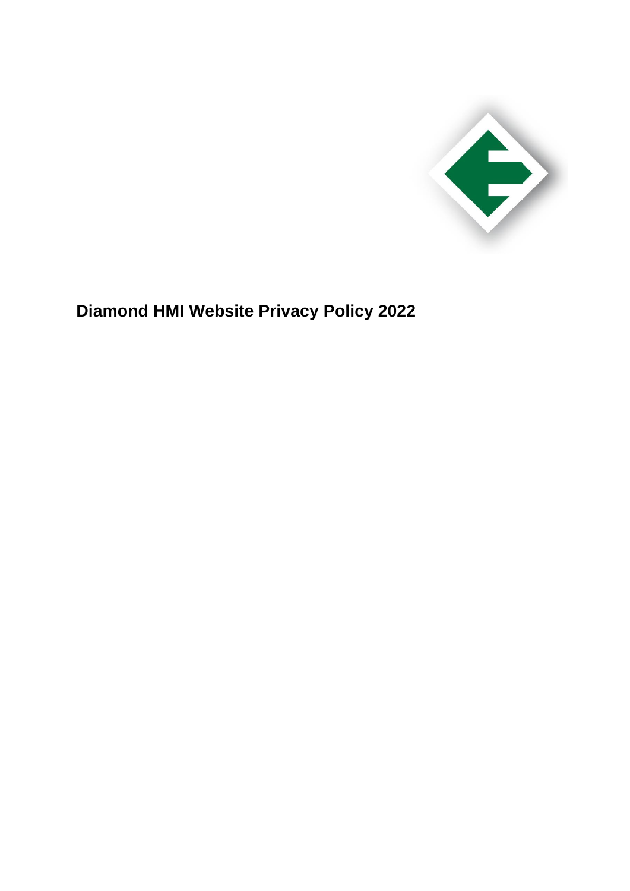# Diamond HMI Website Privacy Policy 2022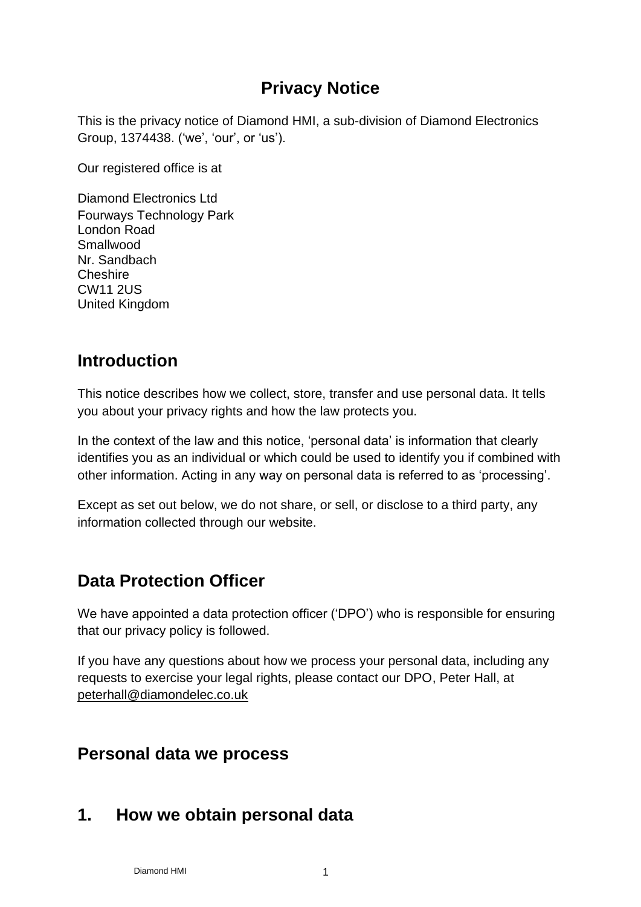# Privacy Notice

This is the privacy notice of Diamond HMI, a sub-division of Diamond Electronics Group, 1374438. ('we', 'our', or 'us').

Our registered office is at

Diamond Electronics Ltd
Fourways Technology Park
London Road
Smallwood
Nr. Sandbach
Cheshire
CW11 2US
United Kingdom

## Introduction

This notice describes how we collect, store, transfer and use personal data. It tells you about your privacy rights and how the law protects you.

In the context of the law and this notice, 'personal data' is information that clearly identifies you as an individual or which could be used to identify you if combined with other information. Acting in any way on personal data is referred to as 'processing'.

Except as set out below, we do not share, or sell, or disclose to a third party, any information collected through our website.

## Data Protection Officer

We have appointed a data protection officer ('DPO') who is responsible for ensuring that our privacy policy is followed.

If you have any questions about how we process your personal data, including any requests to exercise your legal rights, please contact our DPO, Peter Hall, at peterhall@diamondelec.co.uk

## Personal data we process

## 1. How we obtain personal data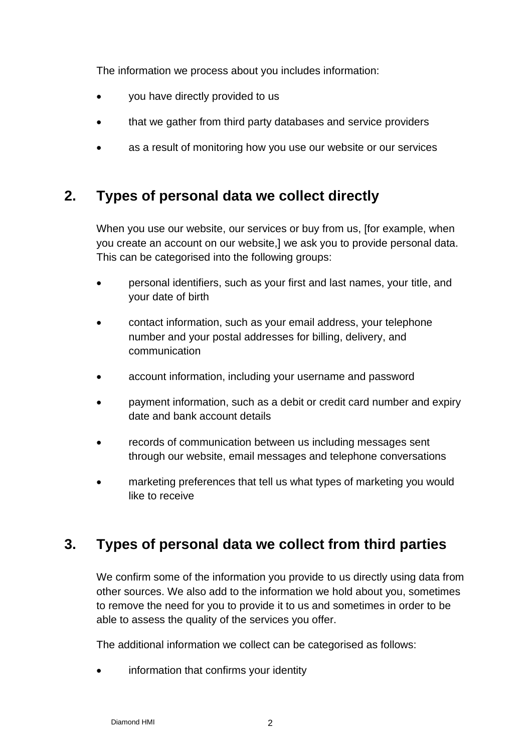The information we process about you includes information:

- you have directly provided to us
- that we gather from third party databases and service providers
- as a result of monitoring how you use our website or our services

## 2. Types of personal data we collect directly

When you use our website, our services or buy from us, [for example, when you create an account on our website,] we ask you to provide personal data. This can be categorised into the following groups:

- personal identifiers, such as your first and last names, your title, and your date of birth
- contact information, such as your email address, your telephone number and your postal addresses for billing, delivery, and communication
- account information, including your username and password
- payment information, such as a debit or credit card number and expiry date and bank account details
- records of communication between us including messages sent through our website, email messages and telephone conversations
- marketing preferences that tell us what types of marketing you would like to receive

## 3. Types of personal data we collect from third parties

We confirm some of the information you provide to us directly using data from other sources. We also add to the information we hold about you, sometimes to remove the need for you to provide it to us and sometimes in order to be able to assess the quality of the services you offer.

The additional information we collect can be categorised as follows:

- information that confirms your identity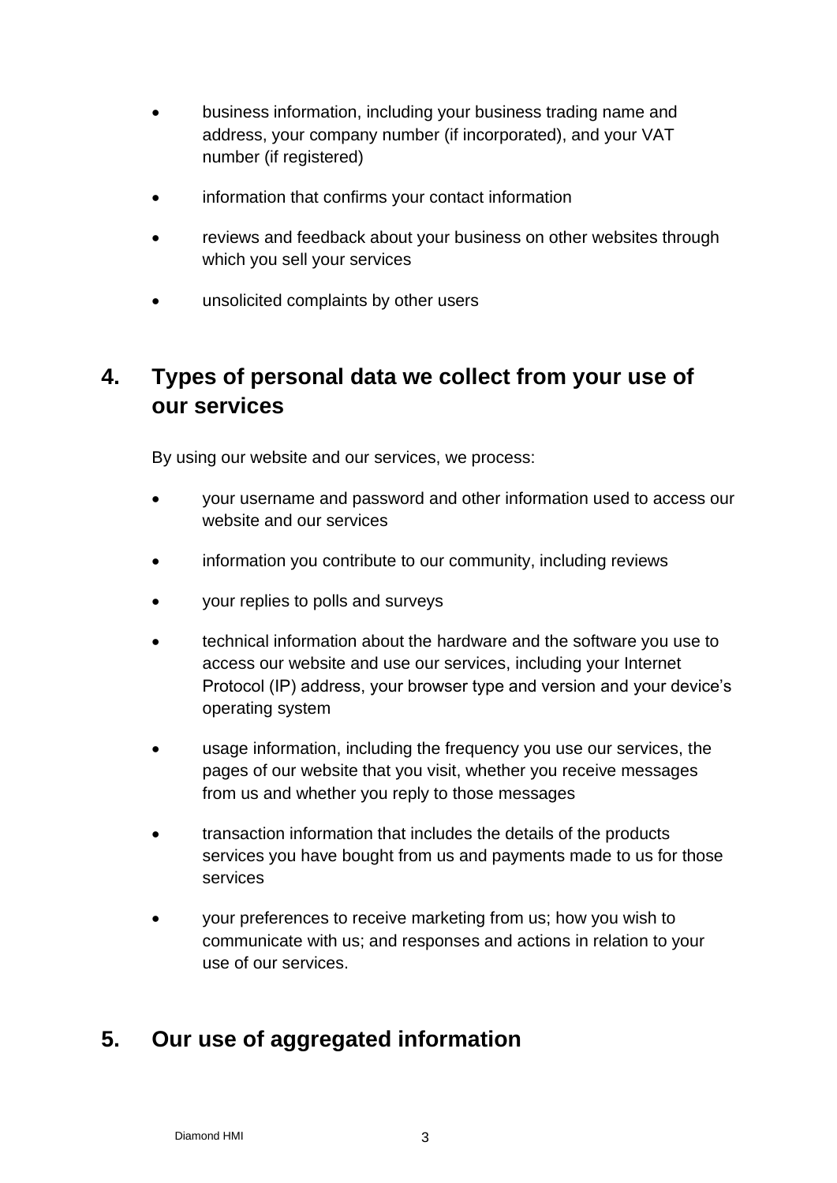- business information, including your business trading name and address, your company number (if incorporated), and your VAT number (if registered)
- information that confirms your contact information
- reviews and feedback about your business on other websites through which you sell your services
- unsolicited complaints by other users

## 4. Types of personal data we collect from your use of our services

By using our website and our services, we process:

- your username and password and other information used to access our website and our services
- information you contribute to our community, including reviews
- your replies to polls and surveys
- technical information about the hardware and the software you use to access our website and use our services, including your Internet Protocol (IP) address, your browser type and version and your device's operating system
- usage information, including the frequency you use our services, the pages of our website that you visit, whether you receive messages from us and whether you reply to those messages
- transaction information that includes the details of the products services you have bought from us and payments made to us for those services
- your preferences to receive marketing from us; how you wish to communicate with us; and responses and actions in relation to your use of our services.

## 5. Our use of aggregated information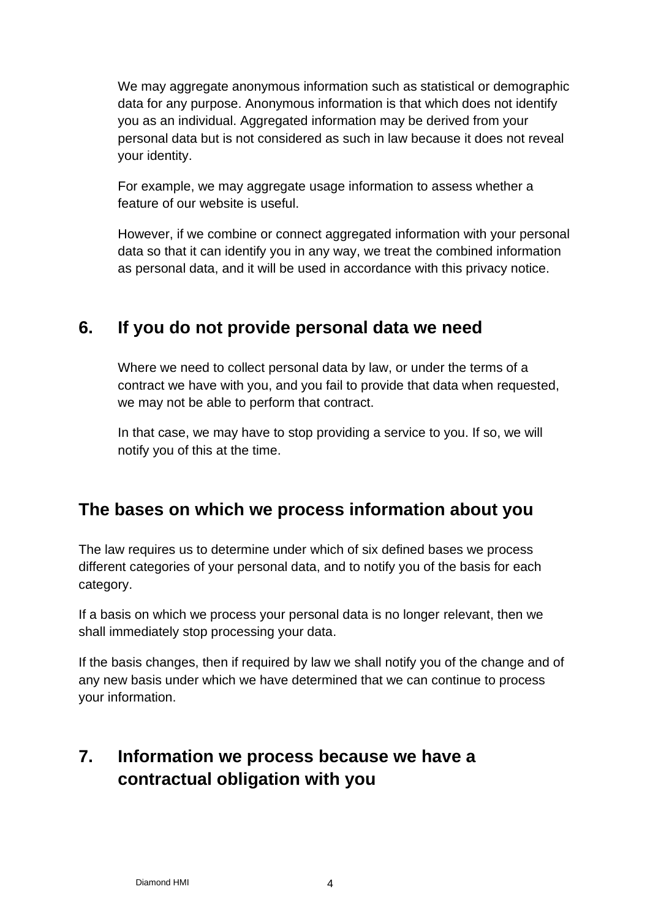We may aggregate anonymous information such as statistical or demographic data for any purpose. Anonymous information is that which does not identify you as an individual. Aggregated information may be derived from your personal data but is not considered as such in law because it does not reveal your identity.

For example, we may aggregate usage information to assess whether a feature of our website is useful.

However, if we combine or connect aggregated information with your personal data so that it can identify you in any way, we treat the combined information as personal data, and it will be used in accordance with this privacy notice.

## 6. If you do not provide personal data we need

Where we need to collect personal data by law, or under the terms of a contract we have with you, and you fail to provide that data when requested, we may not be able to perform that contract.

In that case, we may have to stop providing a service to you. If so, we will notify you of this at the time.

## The bases on which we process information about you

The law requires us to determine under which of six defined bases we process different categories of your personal data, and to notify you of the basis for each category.

If a basis on which we process your personal data is no longer relevant, then we shall immediately stop processing your data.

If the basis changes, then if required by law we shall notify you of the change and of any new basis under which we have determined that we can continue to process your information.

## 7. Information we process because we have a contractual obligation with you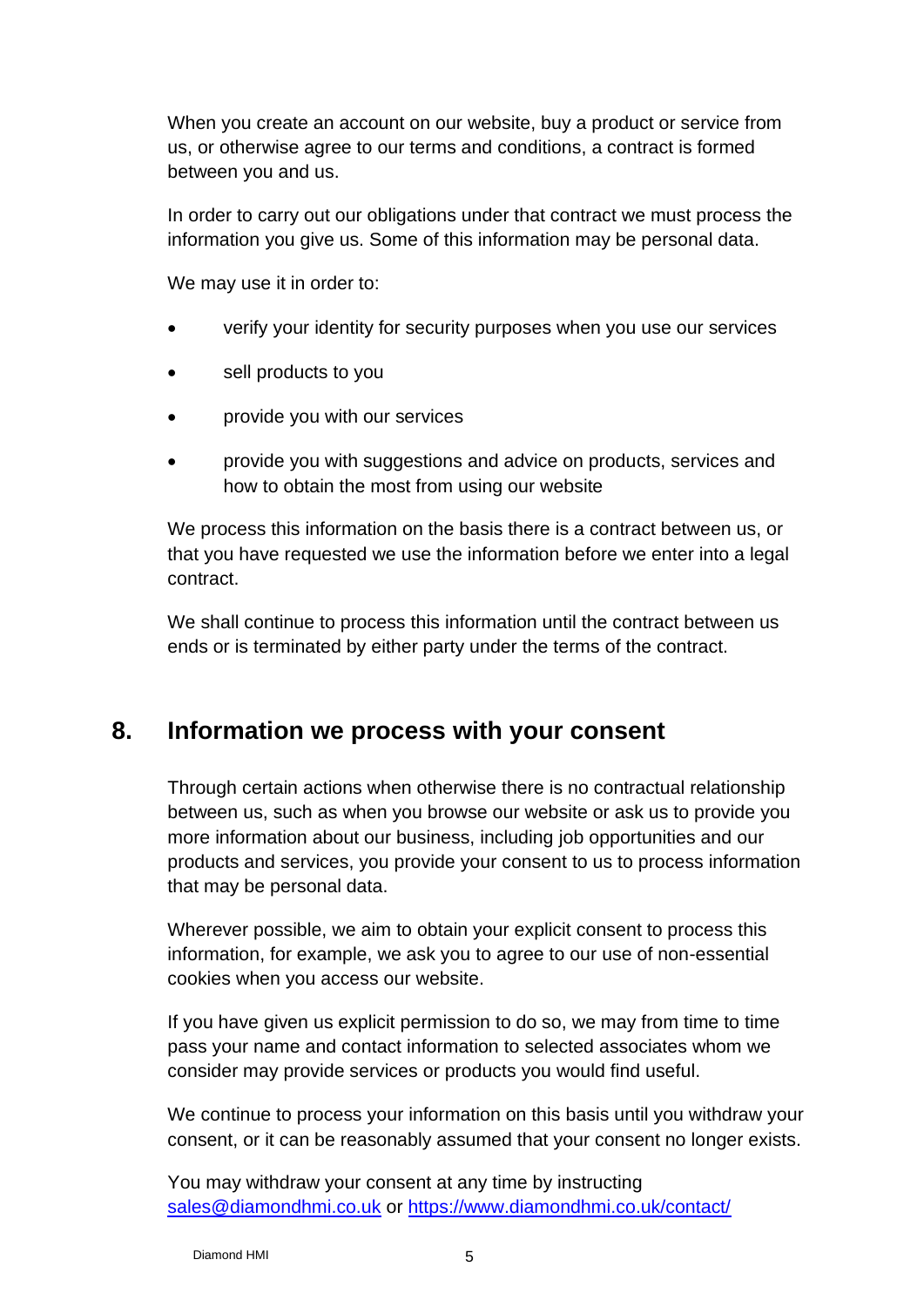When you create an account on our website, buy a product or service from us, or otherwise agree to our terms and conditions, a contract is formed between you and us.

In order to carry out our obligations under that contract we must process the information you give us. Some of this information may be personal data.

We may use it in order to:

- verify your identity for security purposes when you use our services
- sell products to you
- provide you with our services
- provide you with suggestions and advice on products, services and how to obtain the most from using our website

We process this information on the basis there is a contract between us, or that you have requested we use the information before we enter into a legal contract.

We shall continue to process this information until the contract between us ends or is terminated by either party under the terms of the contract.

## 8. Information we process with your consent

Through certain actions when otherwise there is no contractual relationship between us, such as when you browse our website or ask us to provide you more information about our business, including job opportunities and our products and services, you provide your consent to us to process information that may be personal data.

Wherever possible, we aim to obtain your explicit consent to process this information, for example, we ask you to agree to our use of non-essential cookies when you access our website.

If you have given us explicit permission to do so, we may from time to time pass your name and contact information to selected associates whom we consider may provide services or products you would find useful.

We continue to process your information on this basis until you withdraw your consent, or it can be reasonably assumed that your consent no longer exists.

You may withdraw your consent at any time by instructing [sales@diamondhmi.co.uk](mailto:sales@diamondhmi.co.uk) or [https://www.diamondhmi.co.uk/contact/](https://www.diamondhmi.co.uk/contact/)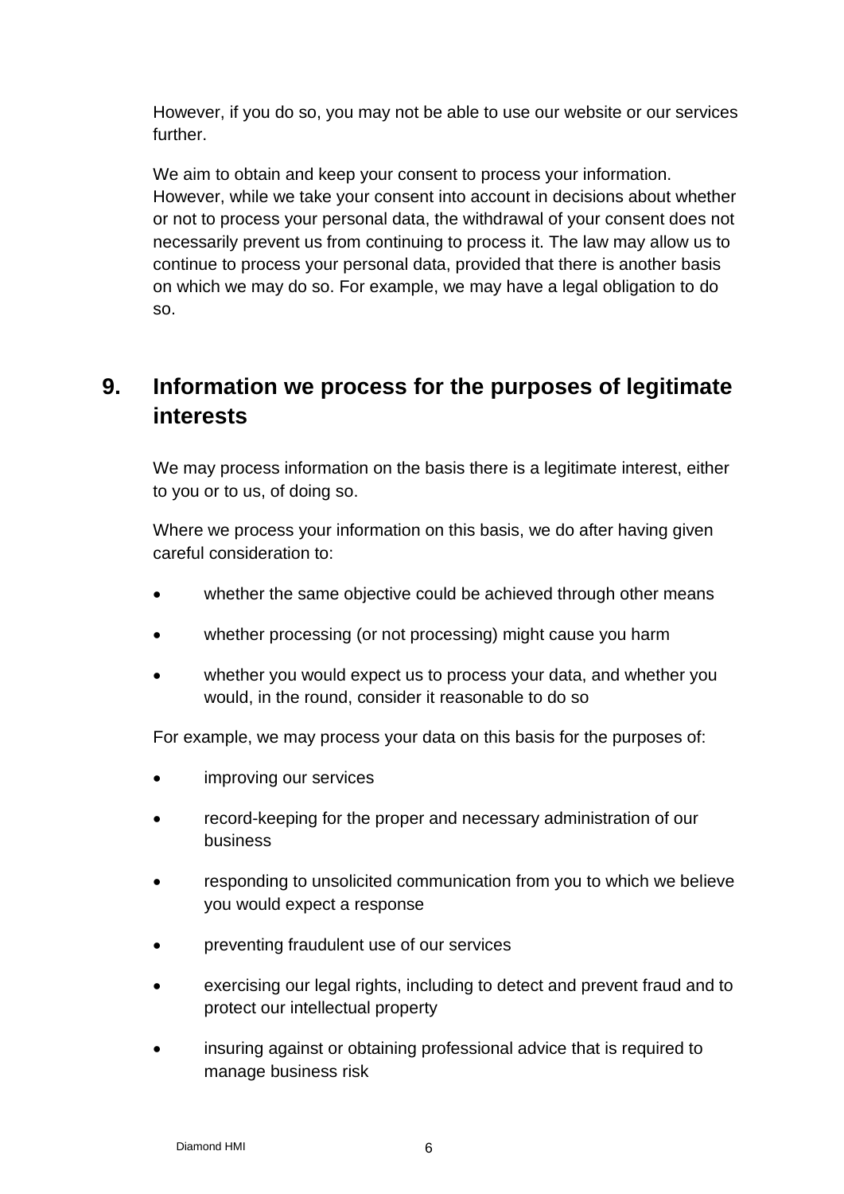However, if you do so, you may not be able to use our website or our services further.

We aim to obtain and keep your consent to process your information. However, while we take your consent into account in decisions about whether or not to process your personal data, the withdrawal of your consent does not necessarily prevent us from continuing to process it. The law may allow us to continue to process your personal data, provided that there is another basis on which we may do so. For example, we may have a legal obligation to do so.

## 9. Information we process for the purposes of legitimate interests

We may process information on the basis there is a legitimate interest, either to you or to us, of doing so.

Where we process your information on this basis, we do after having given careful consideration to:

- whether the same objective could be achieved through other means
- whether processing (or not processing) might cause you harm
- whether you would expect us to process your data, and whether you would, in the round, consider it reasonable to do so

For example, we may process your data on this basis for the purposes of:

- improving our services
- record-keeping for the proper and necessary administration of our business
- responding to unsolicited communication from you to which we believe you would expect a response
- preventing fraudulent use of our services
- exercising our legal rights, including to detect and prevent fraud and to protect our intellectual property
- insuring against or obtaining professional advice that is required to manage business risk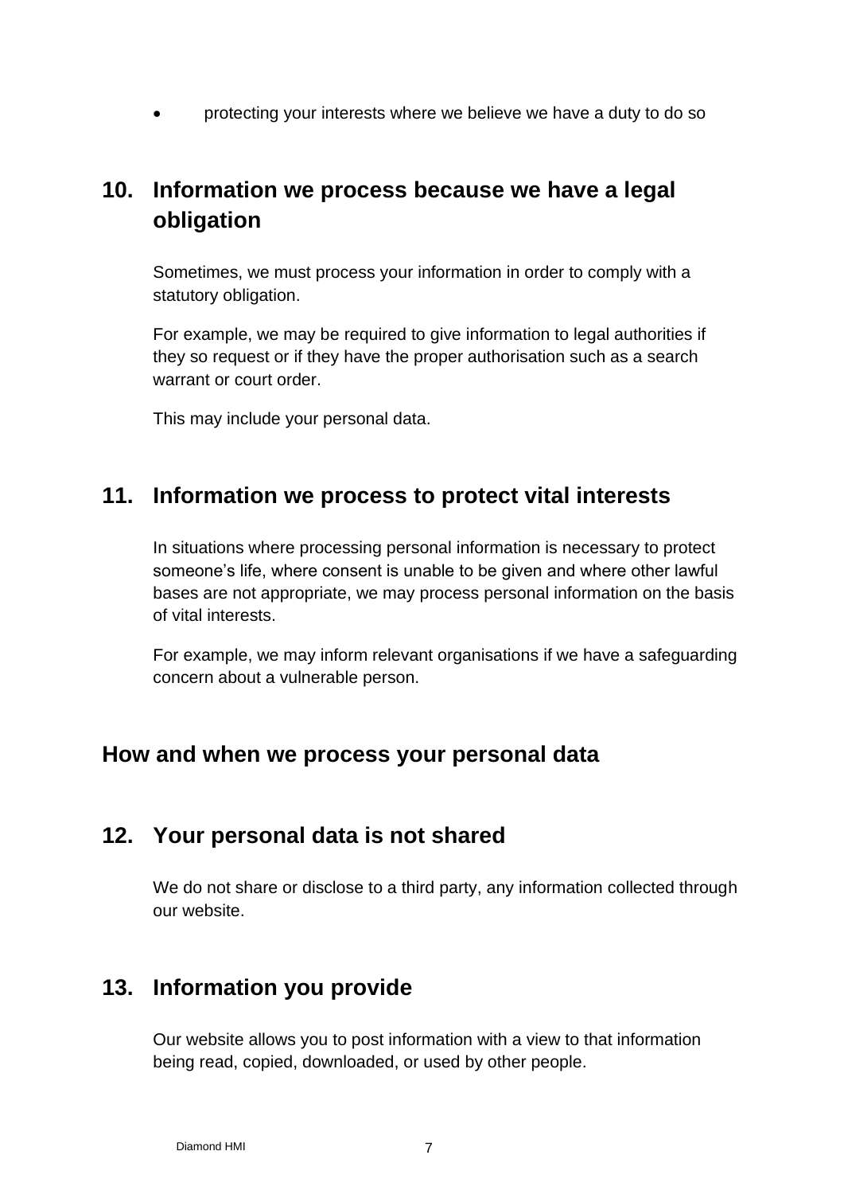- protecting your interests where we believe we have a duty to do so

## 10. Information we process because we have a legal obligation

Sometimes, we must process your information in order to comply with a statutory obligation.

For example, we may be required to give information to legal authorities if they so request or if they have the proper authorisation such as a search warrant or court order.

This may include your personal data.

## 11. Information we process to protect vital interests

In situations where processing personal information is necessary to protect someone's life, where consent is unable to be given and where other lawful bases are not appropriate, we may process personal information on the basis of vital interests.

For example, we may inform relevant organisations if we have a safeguarding concern about a vulnerable person.

## How and when we process your personal data

## 12. Your personal data is not shared

We do not share or disclose to a third party, any information collected through our website.

## 13. Information you provide

Our website allows you to post information with a view to that information being read, copied, downloaded, or used by other people.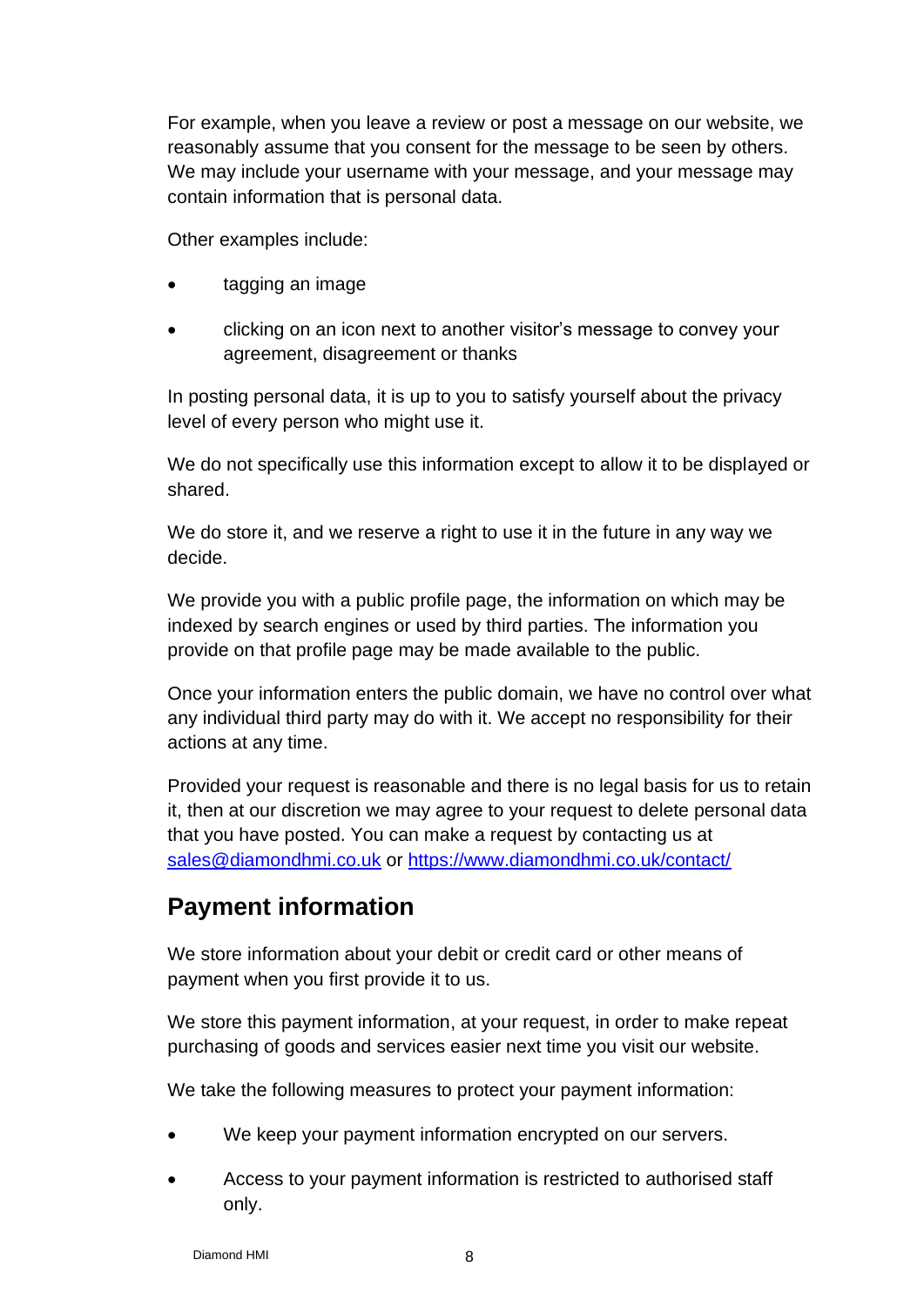For example, when you leave a review or post a message on our website, we reasonably assume that you consent for the message to be seen by others. We may include your username with your message, and your message may contain information that is personal data.

Other examples include:

- tagging an image
- clicking on an icon next to another visitor's message to convey your agreement, disagreement or thanks

In posting personal data, it is up to you to satisfy yourself about the privacy level of every person who might use it.

We do not specifically use this information except to allow it to be displayed or shared.

We do store it, and we reserve a right to use it in the future in any way we decide.

We provide you with a public profile page, the information on which may be indexed by search engines or used by third parties. The information you provide on that profile page may be made available to the public.

Once your information enters the public domain, we have no control over what any individual third party may do with it. We accept no responsibility for their actions at any time.

Provided your request is reasonable and there is no legal basis for us to retain it, then at our discretion we may agree to your request to delete personal data that you have posted. You can make a request by contacting us at [sales@diamondhmi.co.uk](mailto:sales@diamondhmi.co.uk) or [https://www.diamondhmi.co.uk/contact/](https://www.diamondhmi.co.uk/contact/)

## Payment information

We store information about your debit or credit card or other means of payment when you first provide it to us.

We store this payment information, at your request, in order to make repeat purchasing of goods and services easier next time you visit our website.

We take the following measures to protect your payment information:

- We keep your payment information encrypted on our servers.
- Access to your payment information is restricted to authorised staff only.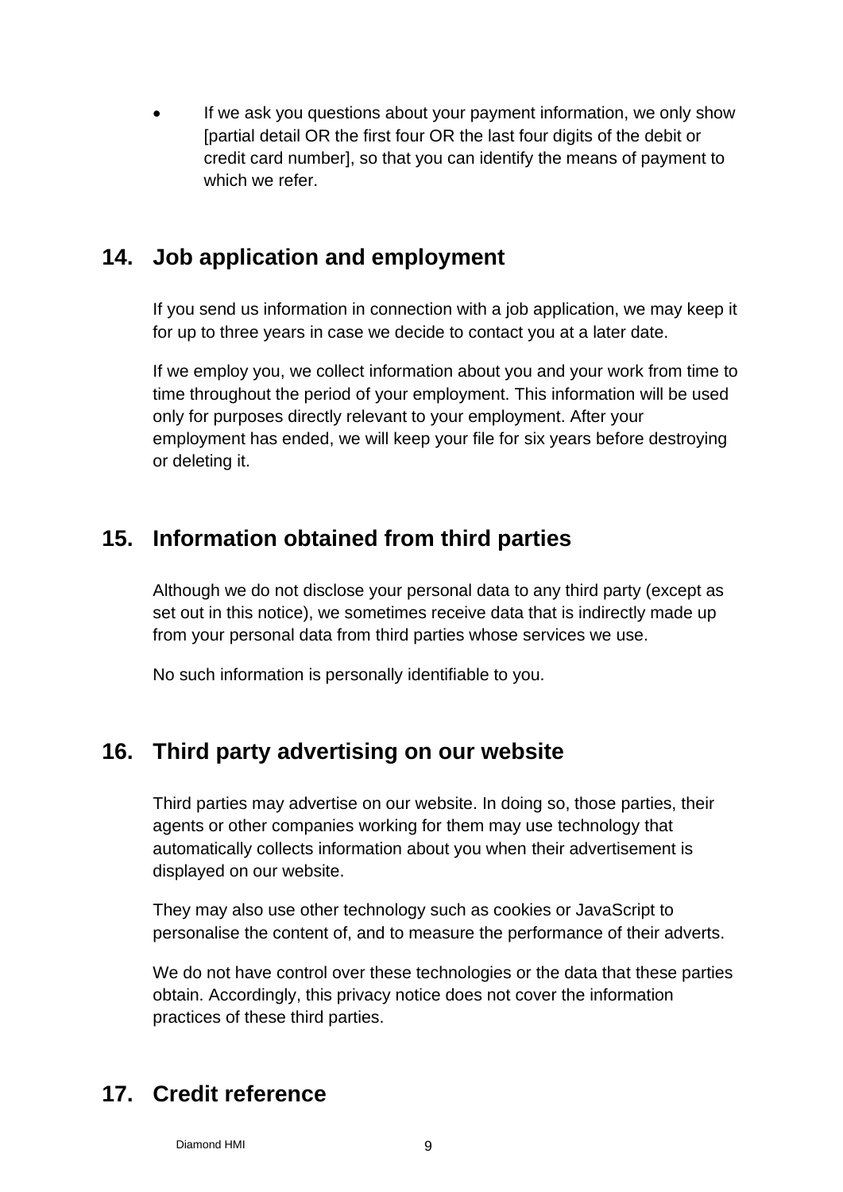- If we ask you questions about your payment information, we only show [partial detail OR the first four OR the last four digits of the debit or credit card number], so that you can identify the means of payment to which we refer.

## 14. Job application and employment

If you send us information in connection with a job application, we may keep it for up to three years in case we decide to contact you at a later date.

If we employ you, we collect information about you and your work from time to time throughout the period of your employment. This information will be used only for purposes directly relevant to your employment. After your employment has ended, we will keep your file for six years before destroying or deleting it.

## 15. Information obtained from third parties

Although we do not disclose your personal data to any third party (except as set out in this notice), we sometimes receive data that is indirectly made up from your personal data from third parties whose services we use.

No such information is personally identifiable to you.

## 16. Third party advertising on our website

Third parties may advertise on our website. In doing so, those parties, their agents or other companies working for them may use technology that automatically collects information about you when their advertisement is displayed on our website.

They may also use other technology such as cookies or JavaScript to personalise the content of, and to measure the performance of their adverts.

We do not have control over these technologies or the data that these parties obtain. Accordingly, this privacy notice does not cover the information practices of these third parties.

## 17. Credit reference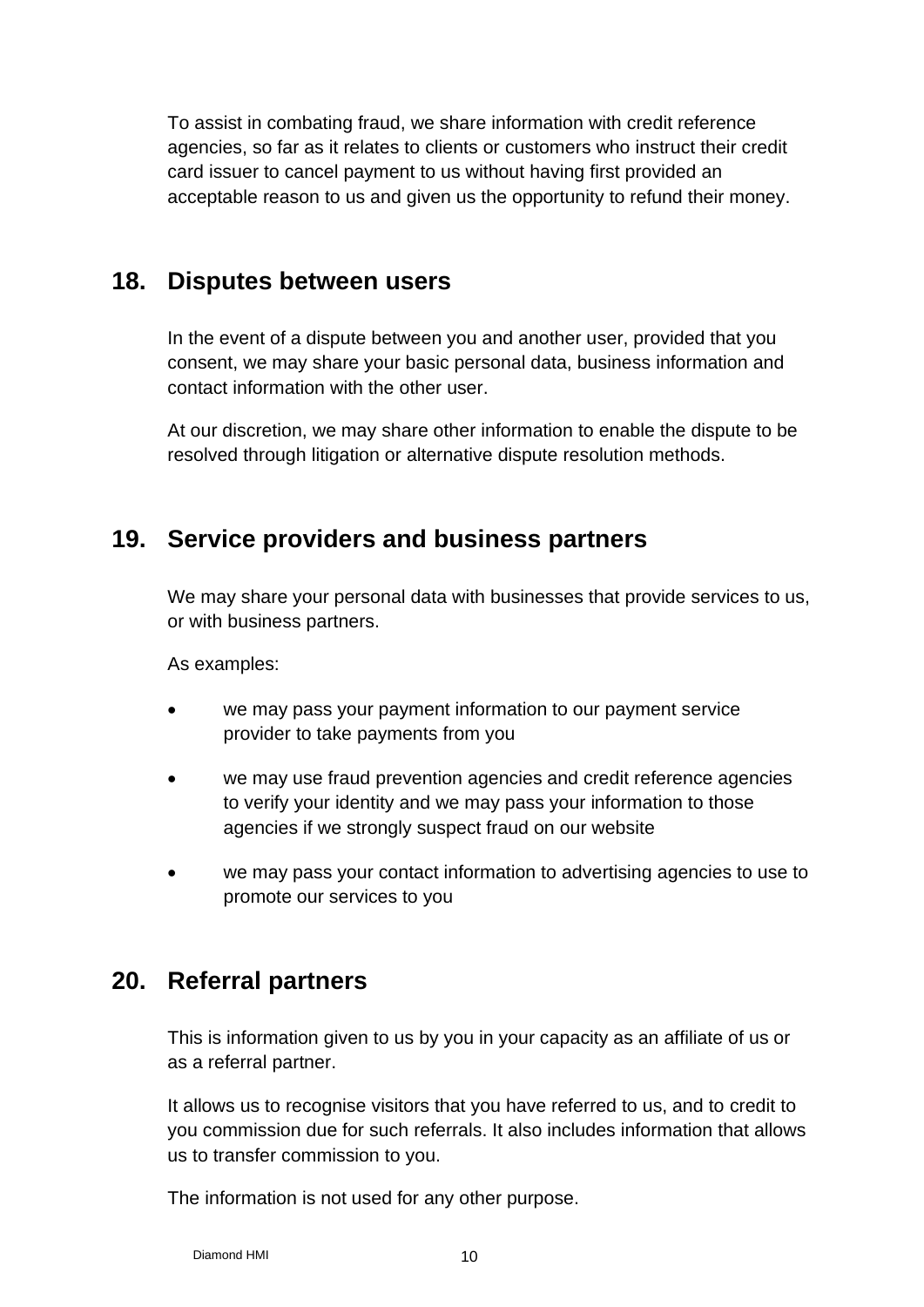To assist in combating fraud, we share information with credit reference agencies, so far as it relates to clients or customers who instruct their credit card issuer to cancel payment to us without having first provided an acceptable reason to us and given us the opportunity to refund their money.

## 18. Disputes between users

In the event of a dispute between you and another user, provided that you consent, we may share your basic personal data, business information and contact information with the other user.

At our discretion, we may share other information to enable the dispute to be resolved through litigation or alternative dispute resolution methods.

## 19. Service providers and business partners

We may share your personal data with businesses that provide services to us, or with business partners.

As examples:

- we may pass your payment information to our payment service provider to take payments from you
- we may use fraud prevention agencies and credit reference agencies to verify your identity and we may pass your information to those agencies if we strongly suspect fraud on our website
- we may pass your contact information to advertising agencies to use to promote our services to you

## 20. Referral partners

This is information given to us by you in your capacity as an affiliate of us or as a referral partner.

It allows us to recognise visitors that you have referred to us, and to credit to you commission due for such referrals. It also includes information that allows us to transfer commission to you.

The information is not used for any other purpose.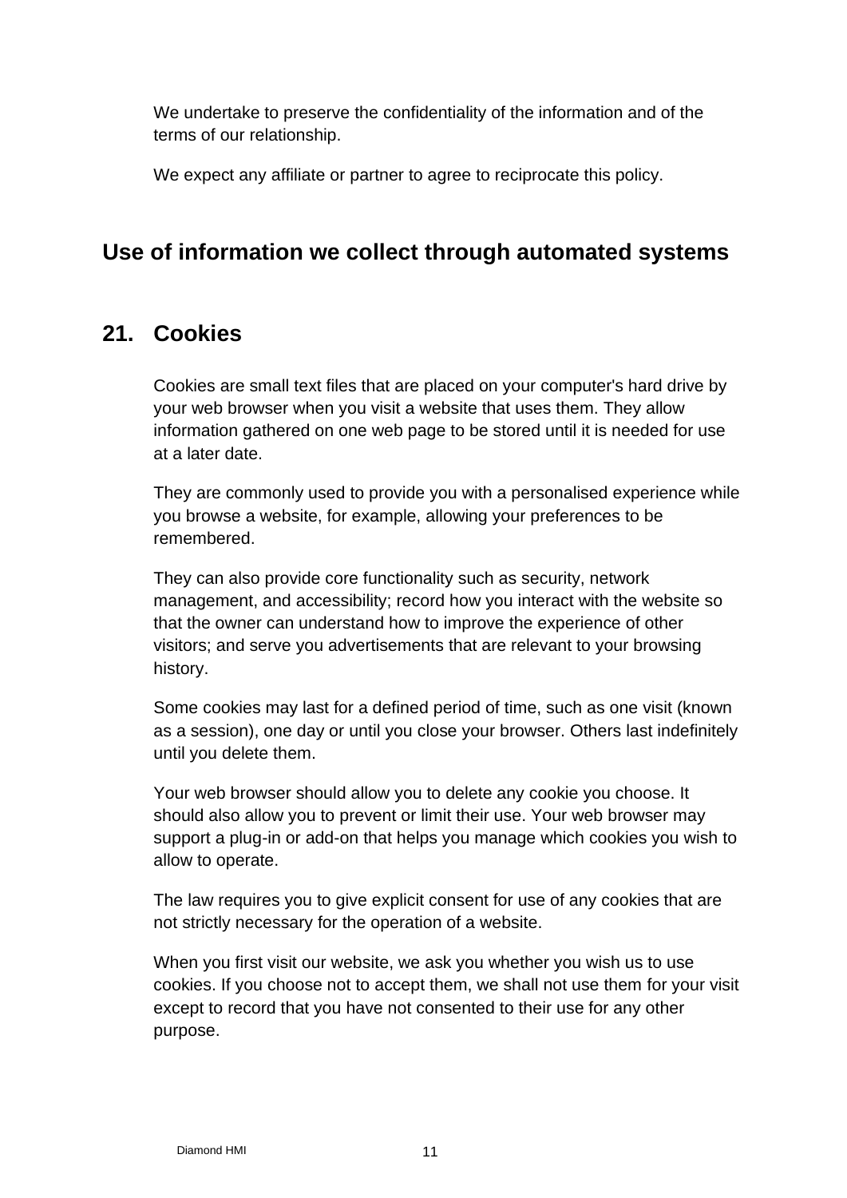We undertake to preserve the confidentiality of the information and of the terms of our relationship.

We expect any affiliate or partner to agree to reciprocate this policy.

## Use of information we collect through automated systems

## 21. Cookies

Cookies are small text files that are placed on your computer's hard drive by your web browser when you visit a website that uses them. They allow information gathered on one web page to be stored until it is needed for use at a later date.

They are commonly used to provide you with a personalised experience while you browse a website, for example, allowing your preferences to be remembered.

They can also provide core functionality such as security, network management, and accessibility; record how you interact with the website so that the owner can understand how to improve the experience of other visitors; and serve you advertisements that are relevant to your browsing history.

Some cookies may last for a defined period of time, such as one visit (known as a session), one day or until you close your browser. Others last indefinitely until you delete them.

Your web browser should allow you to delete any cookie you choose. It should also allow you to prevent or limit their use. Your web browser may support a plug-in or add-on that helps you manage which cookies you wish to allow to operate.

The law requires you to give explicit consent for use of any cookies that are not strictly necessary for the operation of a website.

When you first visit our website, we ask you whether you wish us to use cookies. If you choose not to accept them, we shall not use them for your visit except to record that you have not consented to their use for any other purpose.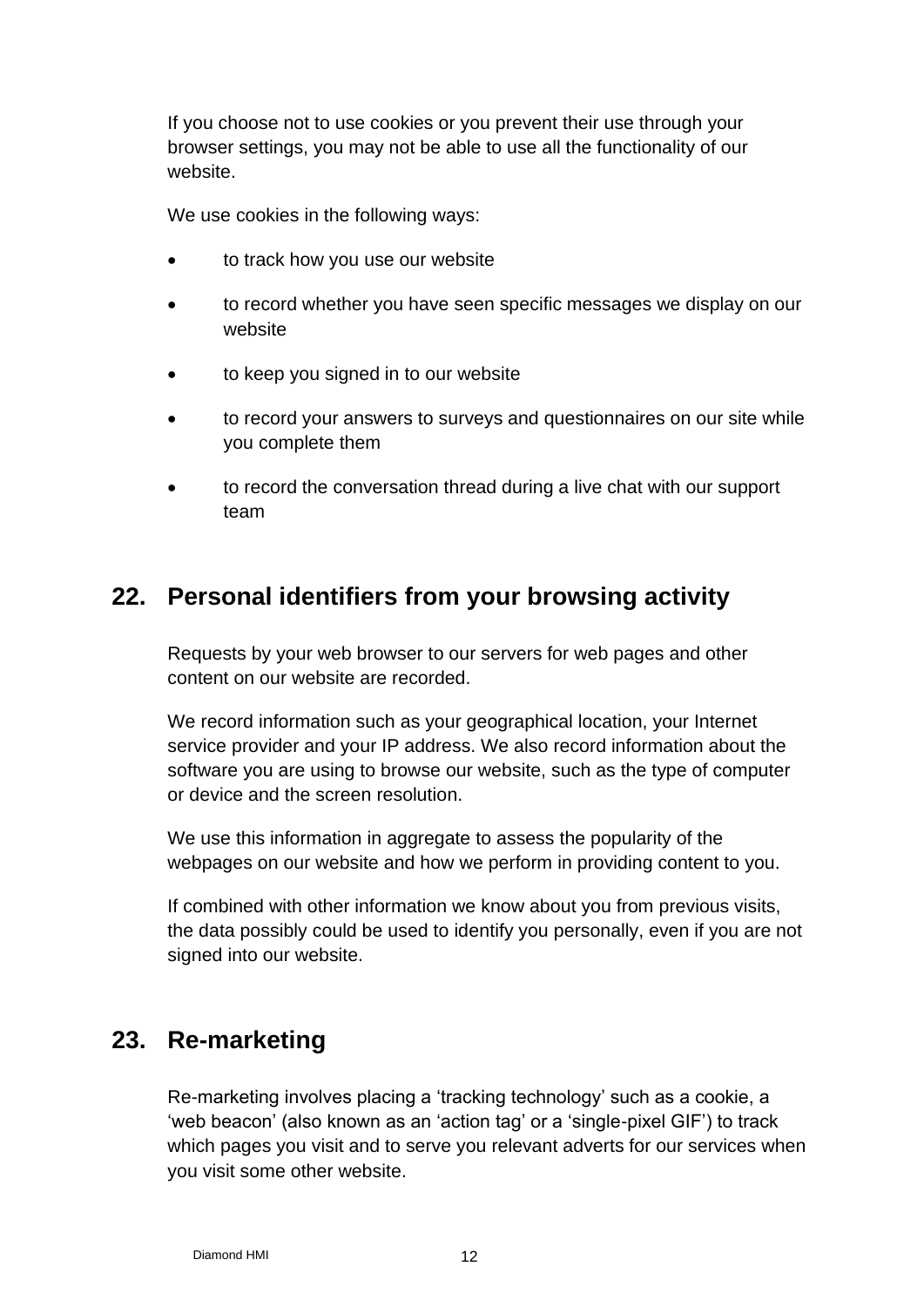If you choose not to use cookies or you prevent their use through your browser settings, you may not be able to use all the functionality of our website.

We use cookies in the following ways:

- to track how you use our website
- to record whether you have seen specific messages we display on our website
- to keep you signed in to our website
- to record your answers to surveys and questionnaires on our site while you complete them
- to record the conversation thread during a live chat with our support team

## 22. Personal identifiers from your browsing activity

Requests by your web browser to our servers for web pages and other content on our website are recorded.

We record information such as your geographical location, your Internet service provider and your IP address. We also record information about the software you are using to browse our website, such as the type of computer or device and the screen resolution.

We use this information in aggregate to assess the popularity of the webpages on our website and how we perform in providing content to you.

If combined with other information we know about you from previous visits, the data possibly could be used to identify you personally, even if you are not signed into our website.

## 23. Re-marketing

Re-marketing involves placing a 'tracking technology' such as a cookie, a 'web beacon' (also known as an 'action tag' or a 'single-pixel GIF') to track which pages you visit and to serve you relevant adverts for our services when you visit some other website.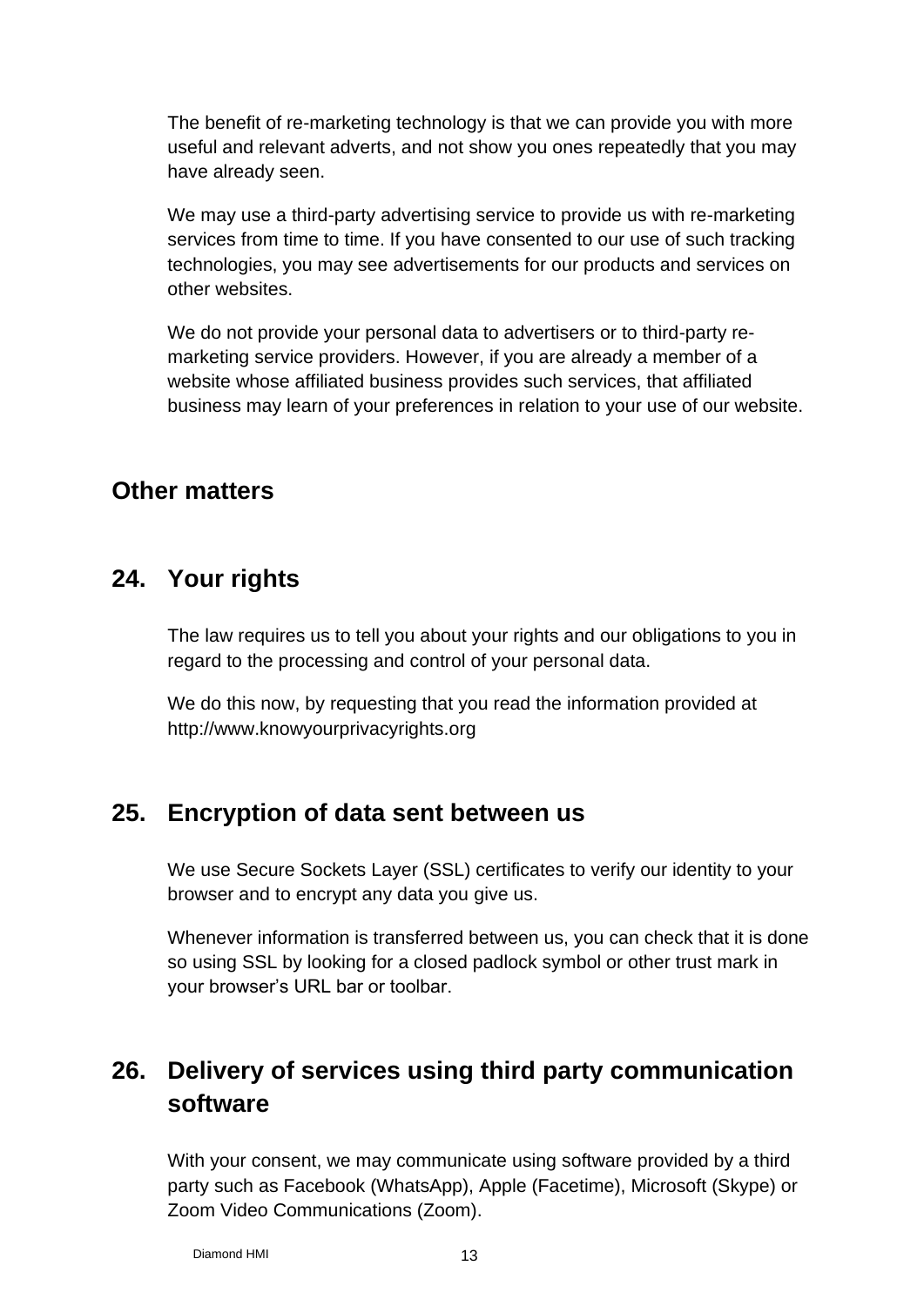The benefit of re-marketing technology is that we can provide you with more useful and relevant adverts, and not show you ones repeatedly that you may have already seen.

We may use a third-party advertising service to provide us with re-marketing services from time to time. If you have consented to our use of such tracking technologies, you may see advertisements for our products and services on other websites.

We do not provide your personal data to advertisers or to third-party re-marketing service providers. However, if you are already a member of a website whose affiliated business provides such services, that affiliated business may learn of your preferences in relation to your use of our website.

## Other matters

## 24. Your rights

The law requires us to tell you about your rights and our obligations to you in regard to the processing and control of your personal data.

We do this now, by requesting that you read the information provided at http://www.knowyourprivacyrights.org

## 25. Encryption of data sent between us

We use Secure Sockets Layer (SSL) certificates to verify our identity to your browser and to encrypt any data you give us.

Whenever information is transferred between us, you can check that it is done so using SSL by looking for a closed padlock symbol or other trust mark in your browser's URL bar or toolbar.

## 26. Delivery of services using third party communication software

With your consent, we may communicate using software provided by a third party such as Facebook (WhatsApp), Apple (Facetime), Microsoft (Skype) or Zoom Video Communications (Zoom).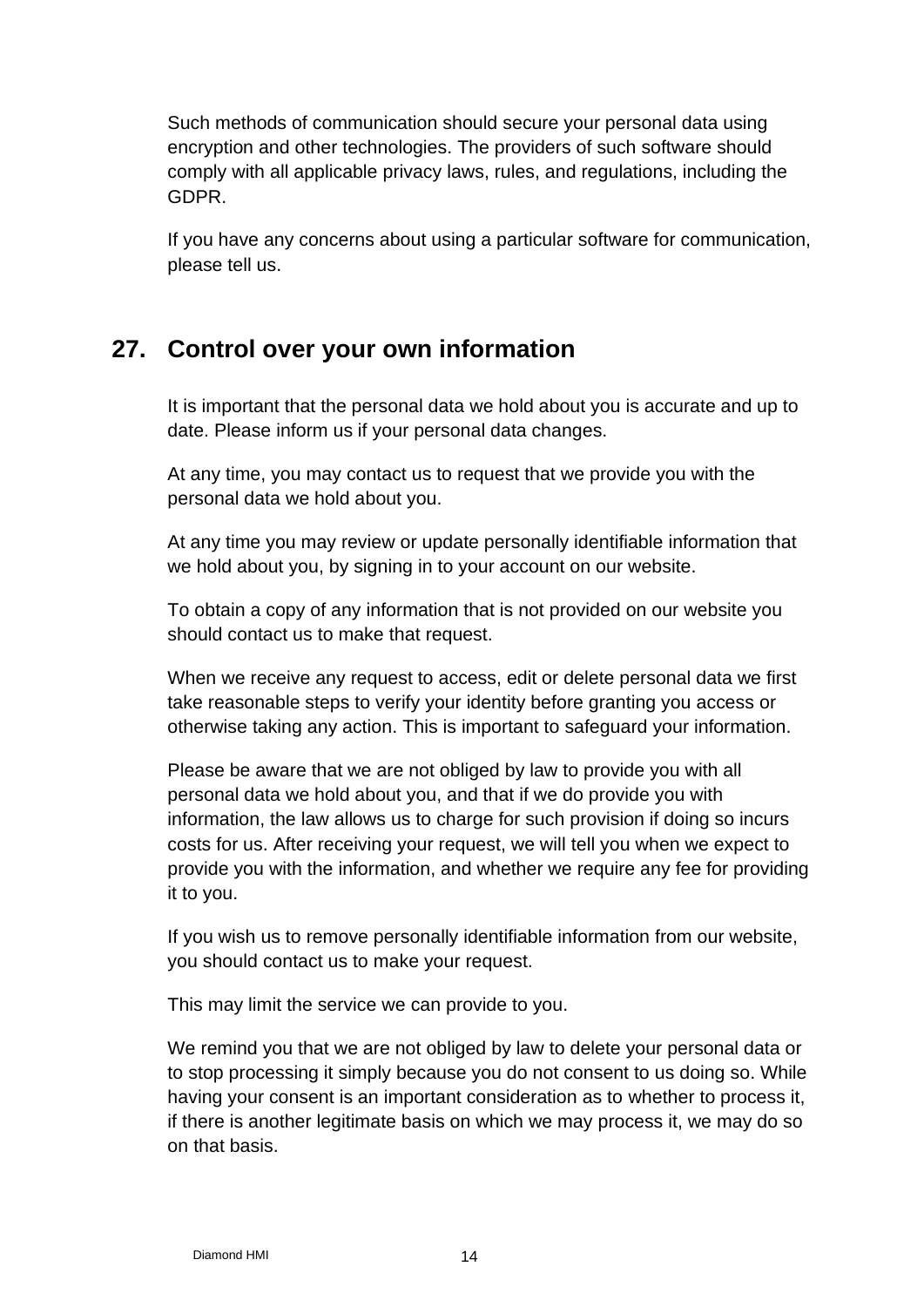Such methods of communication should secure your personal data using encryption and other technologies. The providers of such software should comply with all applicable privacy laws, rules, and regulations, including the GDPR.

If you have any concerns about using a particular software for communication, please tell us.

## 27. Control over your own information

It is important that the personal data we hold about you is accurate and up to date. Please inform us if your personal data changes.

At any time, you may contact us to request that we provide you with the personal data we hold about you.

At any time you may review or update personally identifiable information that we hold about you, by signing in to your account on our website.

To obtain a copy of any information that is not provided on our website you should contact us to make that request.

When we receive any request to access, edit or delete personal data we first take reasonable steps to verify your identity before granting you access or otherwise taking any action. This is important to safeguard your information.

Please be aware that we are not obliged by law to provide you with all personal data we hold about you, and that if we do provide you with information, the law allows us to charge for such provision if doing so incurs costs for us. After receiving your request, we will tell you when we expect to provide you with the information, and whether we require any fee for providing it to you.

If you wish us to remove personally identifiable information from our website, you should contact us to make your request.

This may limit the service we can provide to you.

We remind you that we are not obliged by law to delete your personal data or to stop processing it simply because you do not consent to us doing so. While having your consent is an important consideration as to whether to process it, if there is another legitimate basis on which we may process it, we may do so on that basis.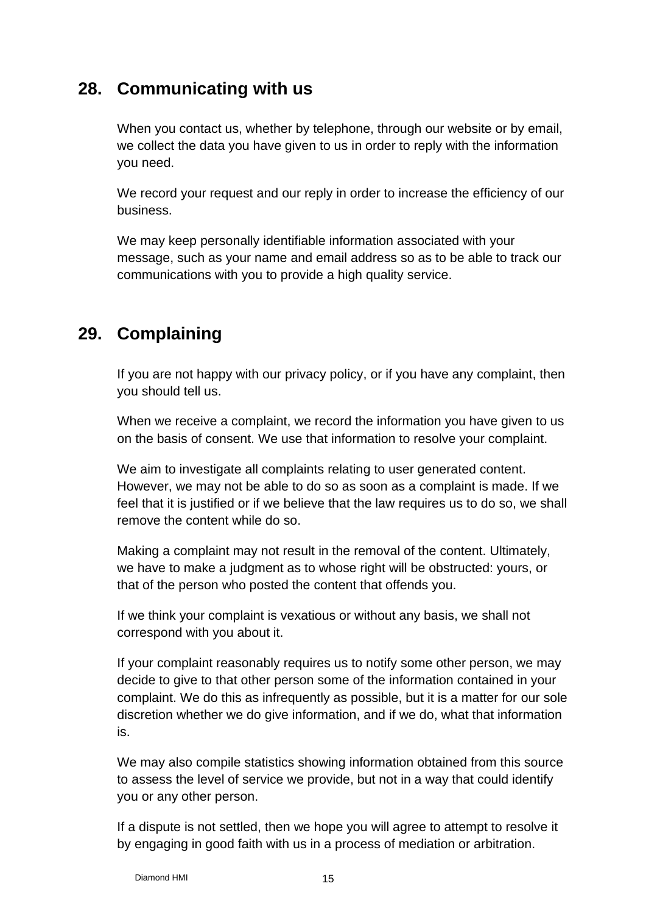## 28. Communicating with us

When you contact us, whether by telephone, through our website or by email, we collect the data you have given to us in order to reply with the information you need.

We record your request and our reply in order to increase the efficiency of our business.

We may keep personally identifiable information associated with your message, such as your name and email address so as to be able to track our communications with you to provide a high quality service.

## 29. Complaining

If you are not happy with our privacy policy, or if you have any complaint, then you should tell us.

When we receive a complaint, we record the information you have given to us on the basis of consent. We use that information to resolve your complaint.

We aim to investigate all complaints relating to user generated content. However, we may not be able to do so as soon as a complaint is made. If we feel that it is justified or if we believe that the law requires us to do so, we shall remove the content while do so.

Making a complaint may not result in the removal of the content. Ultimately, we have to make a judgment as to whose right will be obstructed: yours, or that of the person who posted the content that offends you.

If we think your complaint is vexatious or without any basis, we shall not correspond with you about it.

If your complaint reasonably requires us to notify some other person, we may decide to give to that other person some of the information contained in your complaint. We do this as infrequently as possible, but it is a matter for our sole discretion whether we do give information, and if we do, what that information is.

We may also compile statistics showing information obtained from this source to assess the level of service we provide, but not in a way that could identify you or any other person.

If a dispute is not settled, then we hope you will agree to attempt to resolve it by engaging in good faith with us in a process of mediation or arbitration.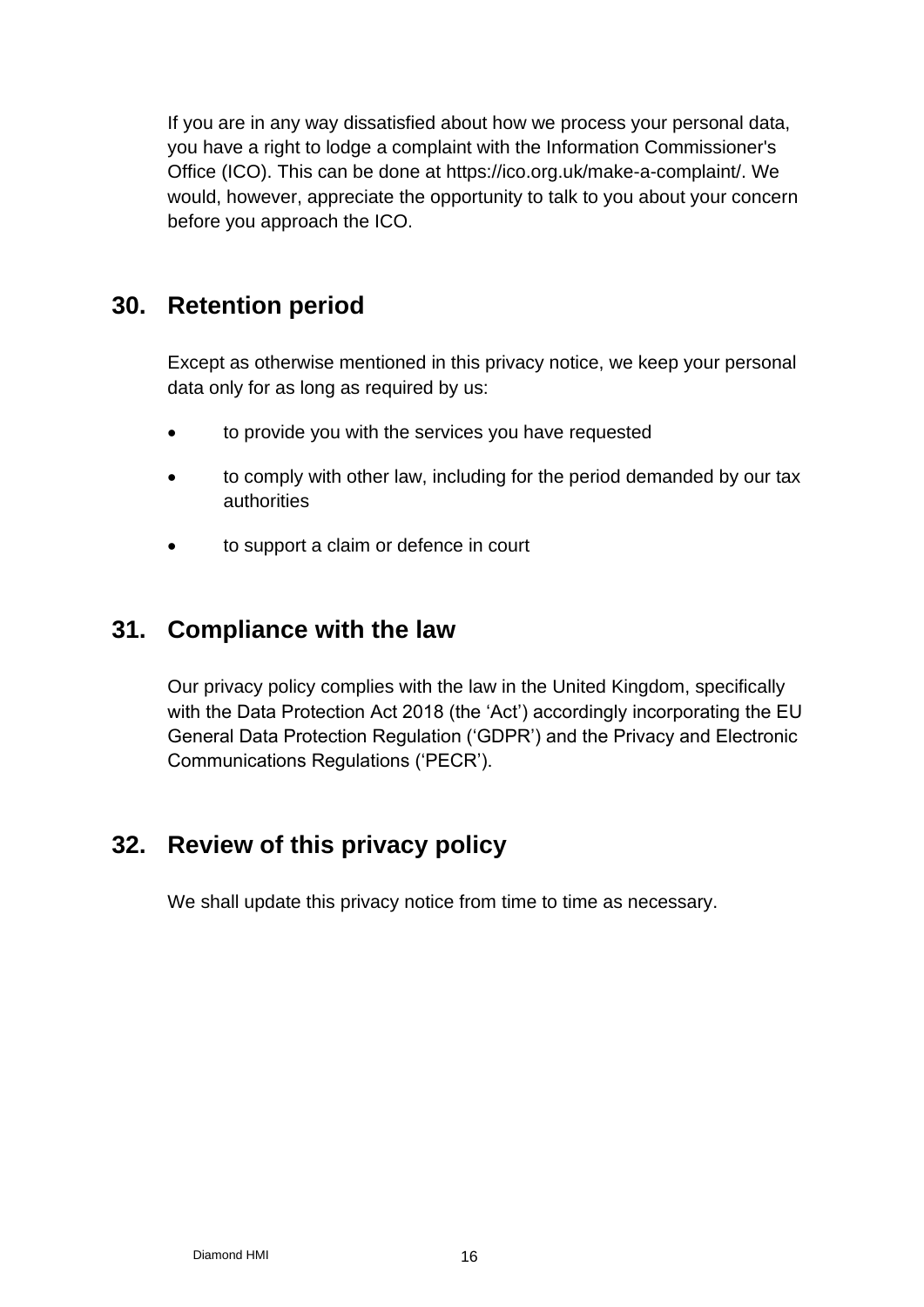If you are in any way dissatisfied about how we process your personal data, you have a right to lodge a complaint with the Information Commissioner's Office (ICO). This can be done at https://ico.org.uk/make-a-complaint/. We would, however, appreciate the opportunity to talk to you about your concern before you approach the ICO.

## 30. Retention period

Except as otherwise mentioned in this privacy notice, we keep your personal data only for as long as required by us:

- to provide you with the services you have requested
- to comply with other law, including for the period demanded by our tax authorities
- to support a claim or defence in court

## 31. Compliance with the law

Our privacy policy complies with the law in the United Kingdom, specifically with the Data Protection Act 2018 (the 'Act') accordingly incorporating the EU General Data Protection Regulation ('GDPR') and the Privacy and Electronic Communications Regulations ('PECR').

## 32. Review of this privacy policy

We shall update this privacy notice from time to time as necessary.